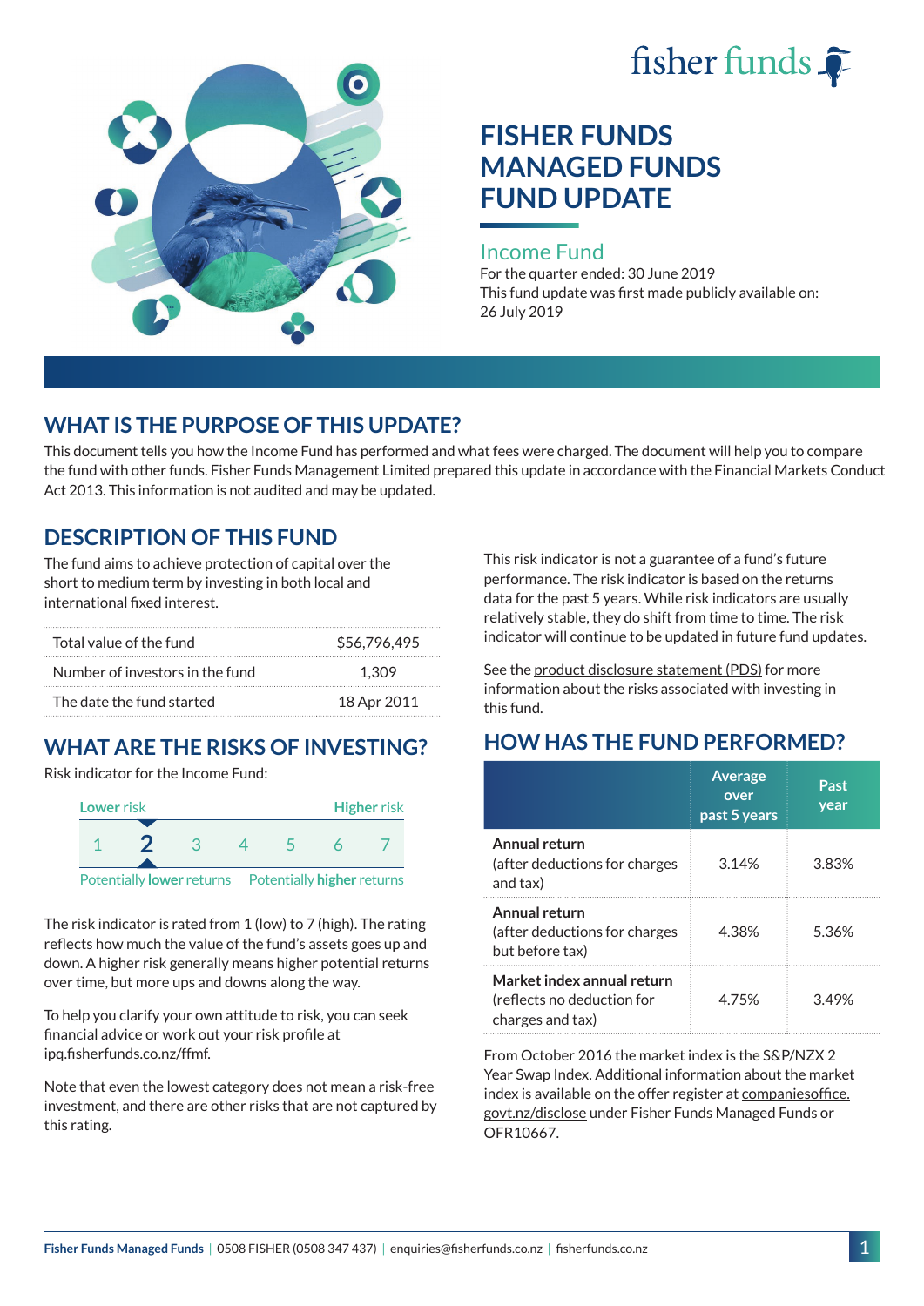fisher funds

# FISHER FUNDS MANAGED FUNDS FUND UPDATE

## Income Fund

For the quarter ended: 30 June 2019

This fund update was first made publicly available on: 26 July 2019

## WHAT IS THE PURPOSE OF THIS UPDATE?

This document tells you how the Income Fund has performed and what fees were charged. The document will help you to compare the fund with other funds. Fisher Funds Management Limited prepared this update in accordance with the Financial Markets Conduct Act 2013. This information is not audited and may be updated.

## DESCRIPTION OF THIS FUND

The fund aims to achieve protection of capital over the short to medium term by investing in both local and international fixed interest.

| | |
|---|---|
| Total value of the fund | $56,796,495 |
| Number of investors in the fund | 1,309 |
| The date the fund started | 18 Apr 2011 |

## WHAT ARE THE RISKS OF INVESTING?

Risk indicator for the Income Fund:

| Lower risk | | | | | | Higher risk |
|---|---|---|---|---|---|---|
| 1 | **2** | 3 | 4 | 5 | 6 | 7 |
| Potentially **lower** returns | | | | | | Potentially **higher** returns |

The risk indicator is rated from 1 (low) to 7 (high). The rating reflects how much the value of the fund's assets goes up and down. A higher risk generally means higher potential returns over time, but more ups and downs along the way.

To help you clarify your own attitude to risk, you can seek financial advice or work out your risk profile at ipq.fisherfunds.co.nz/ffmf.

Note that even the lowest category does not mean a risk-free investment, and there are other risks that are not captured by this rating.

This risk indicator is not a guarantee of a fund's future performance. The risk indicator is based on the returns data for the past 5 years. While risk indicators are usually relatively stable, they do shift from time to time. The risk indicator will continue to be updated in future fund updates.

See the product disclosure statement (PDS) for more information about the risks associated with investing in this fund.

## HOW HAS THE FUND PERFORMED?

| | Average over past 5 years | Past year |
|---|---|---|
| **Annual return** (after deductions for charges and tax) | 3.14% | 3.83% |
| **Annual return** (after deductions for charges but before tax) | 4.38% | 5.36% |
| **Market index annual return** (reflects no deduction for charges and tax) | 4.75% | 3.49% |

From October 2016 the market index is the S&P/NZX 2 Year Swap Index. Additional information about the market index is available on the offer register at companiesoffice.govt.nz/disclose under Fisher Funds Managed Funds or OFR10667.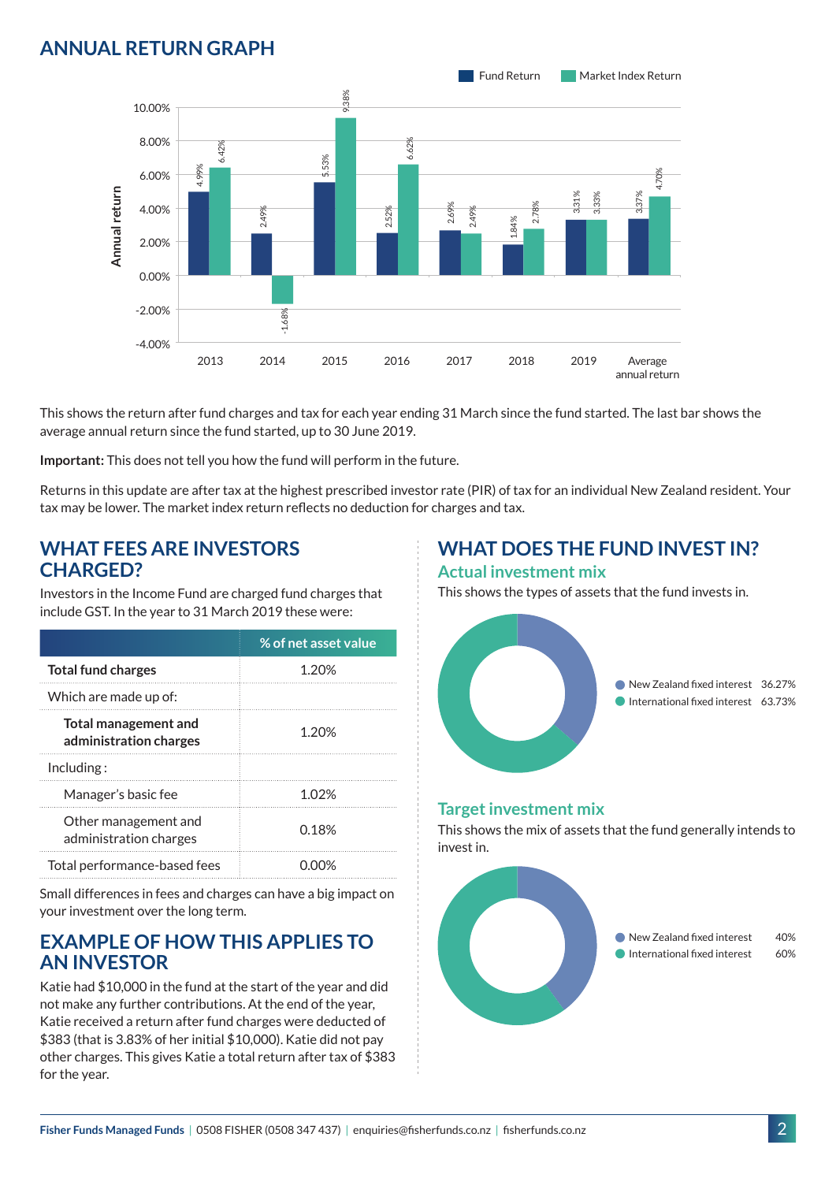## ANNUAL RETURN GRAPH

| Year | Fund Return | Market Index Return |
|---|---|---|
| 2013 | 4.99% | 6.42% |
| 2014 | 2.49% | -1.68% |
| 2015 | 5.53% | 9.38% |
| 2016 | 2.52% | 6.62% |
| 2017 | 2.69% | 2.49% |
| 2018 | 1.84% | 2.78% |
| 2019 | 3.31% | 3.33% |
| Average annual return | 3.37% | 4.70% |

This shows the return after fund charges and tax for each year ending 31 March since the fund started. The last bar shows the average annual return since the fund started, up to 30 June 2019.

**Important:** This does not tell you how the fund will perform in the future.

Returns in this update are after tax at the highest prescribed investor rate (PIR) of tax for an individual New Zealand resident. Your tax may be lower. The market index return reflects no deduction for charges and tax.

## WHAT FEES ARE INVESTORS CHARGED?

Investors in the Income Fund are charged fund charges that include GST. In the year to 31 March 2019 these were:

| | % of net asset value |
|---|---|
| **Total fund charges** | 1.20% |
| Which are made up of: | |
| **Total management and administration charges** | 1.20% |
| Including : | |
| Manager's basic fee | 1.02% |
| Other management and administration charges | 0.18% |
| Total performance-based fees | 0.00% |

Small differences in fees and charges can have a big impact on your investment over the long term.

## EXAMPLE OF HOW THIS APPLIES TO AN INVESTOR

Katie had $10,000 in the fund at the start of the year and did not make any further contributions. At the end of the year, Katie received a return after fund charges were deducted of $383 (that is 3.83% of her initial $10,000). Katie did not pay other charges. This gives Katie a total return after tax of $383 for the year.

## WHAT DOES THE FUND INVEST IN?

### Actual investment mix

This shows the types of assets that the fund invests in.

- New Zealand fixed interest 36.27%
- International fixed interest 63.73%

### Target investment mix

This shows the mix of assets that the fund generally intends to invest in.

- New Zealand fixed interest 40%
- International fixed interest 60%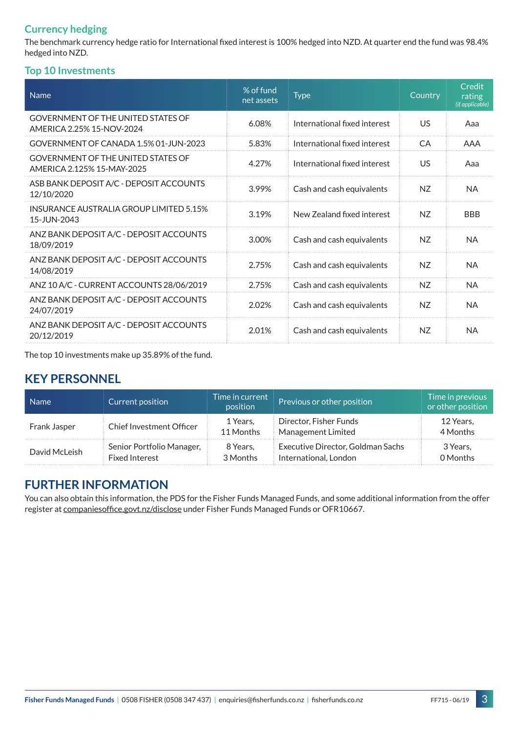## Currency hedging

The benchmark currency hedge ratio for International fixed interest is 100% hedged into NZD. At quarter end the fund was 98.4% hedged into NZD.

## Top 10 Investments

| Name | % of fund net assets | Type | Country | Credit rating *(if applicable)* |
|---|---|---|---|---|
| GOVERNMENT OF THE UNITED STATES OF AMERICA 2.25% 15-NOV-2024 | 6.08% | International fixed interest | US | Aaa |
| GOVERNMENT OF CANADA 1.5% 01-JUN-2023 | 5.83% | International fixed interest | CA | AAA |
| GOVERNMENT OF THE UNITED STATES OF AMERICA 2.125% 15-MAY-2025 | 4.27% | International fixed interest | US | Aaa |
| ASB BANK DEPOSIT A/C - DEPOSIT ACCOUNTS 12/10/2020 | 3.99% | Cash and cash equivalents | NZ | NA |
| INSURANCE AUSTRALIA GROUP LIMITED 5.15% 15-JUN-2043 | 3.19% | New Zealand fixed interest | NZ | BBB |
| ANZ BANK DEPOSIT A/C - DEPOSIT ACCOUNTS 18/09/2019 | 3.00% | Cash and cash equivalents | NZ | NA |
| ANZ BANK DEPOSIT A/C - DEPOSIT ACCOUNTS 14/08/2019 | 2.75% | Cash and cash equivalents | NZ | NA |
| ANZ 10 A/C - CURRENT ACCOUNTS 28/06/2019 | 2.75% | Cash and cash equivalents | NZ | NA |
| ANZ BANK DEPOSIT A/C - DEPOSIT ACCOUNTS 24/07/2019 | 2.02% | Cash and cash equivalents | NZ | NA |
| ANZ BANK DEPOSIT A/C - DEPOSIT ACCOUNTS 20/12/2019 | 2.01% | Cash and cash equivalents | NZ | NA |

The top 10 investments make up 35.89% of the fund.

## KEY PERSONNEL

| Name | Current position | Time in current position | Previous or other position | Time in previous or other position |
|---|---|---|---|---|
| Frank Jasper | Chief Investment Officer | 1 Years, 11 Months | Director, Fisher Funds Management Limited | 12 Years, 4 Months |
| David McLeish | Senior Portfolio Manager, Fixed Interest | 8 Years, 3 Months | Executive Director, Goldman Sachs International, London | 3 Years, 0 Months |

## FURTHER INFORMATION

You can also obtain this information, the PDS for the Fisher Funds Managed Funds, and some additional information from the offer register at companiesoffice.govt.nz/disclose under Fisher Funds Managed Funds or OFR10667.